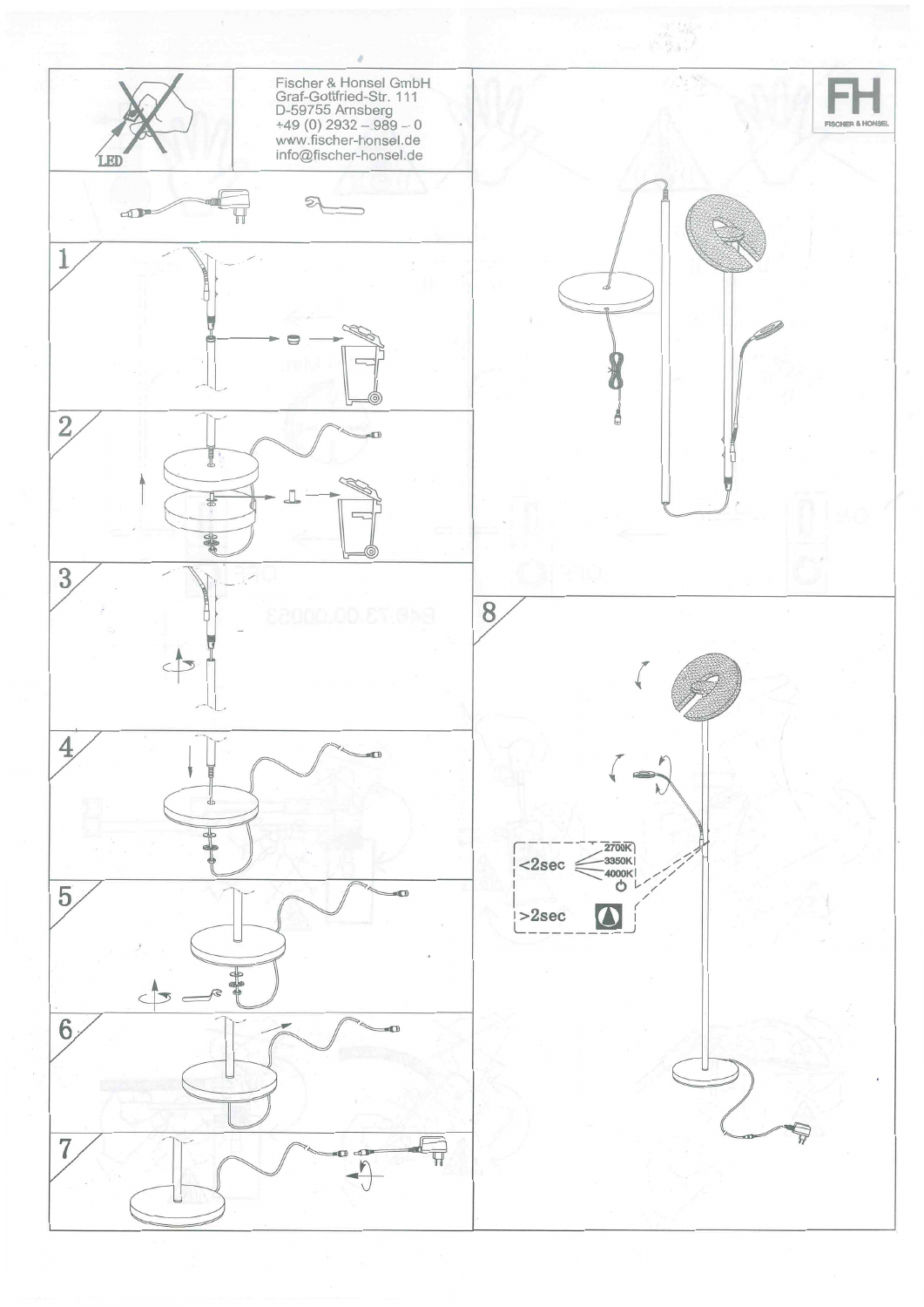LED

Fischer & Honsel GmbH
Graf-Gottfried-Str. 111
D-59755 Arnsberg
+49 (0) 2932 – 989 – 0
www.fischer-honsel.de
info@fischer-honsel.de

FH
FISCHER & HONSEL

1

2

3

4

5

6

7

8

<2sec

2700K
3350K
4000K

>2sec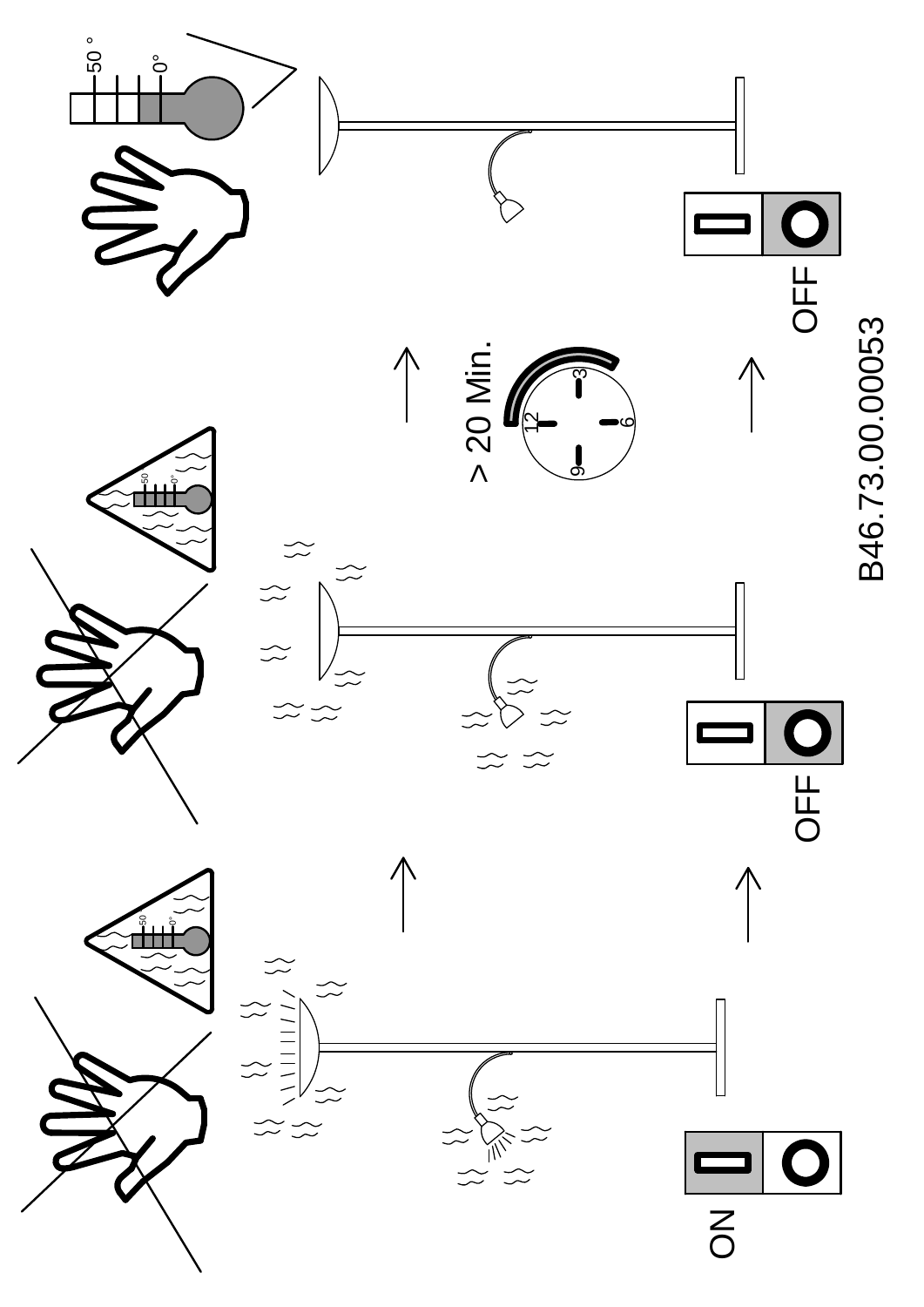ON

OFF

> 20 Min.

OFF

B46.73.00.00053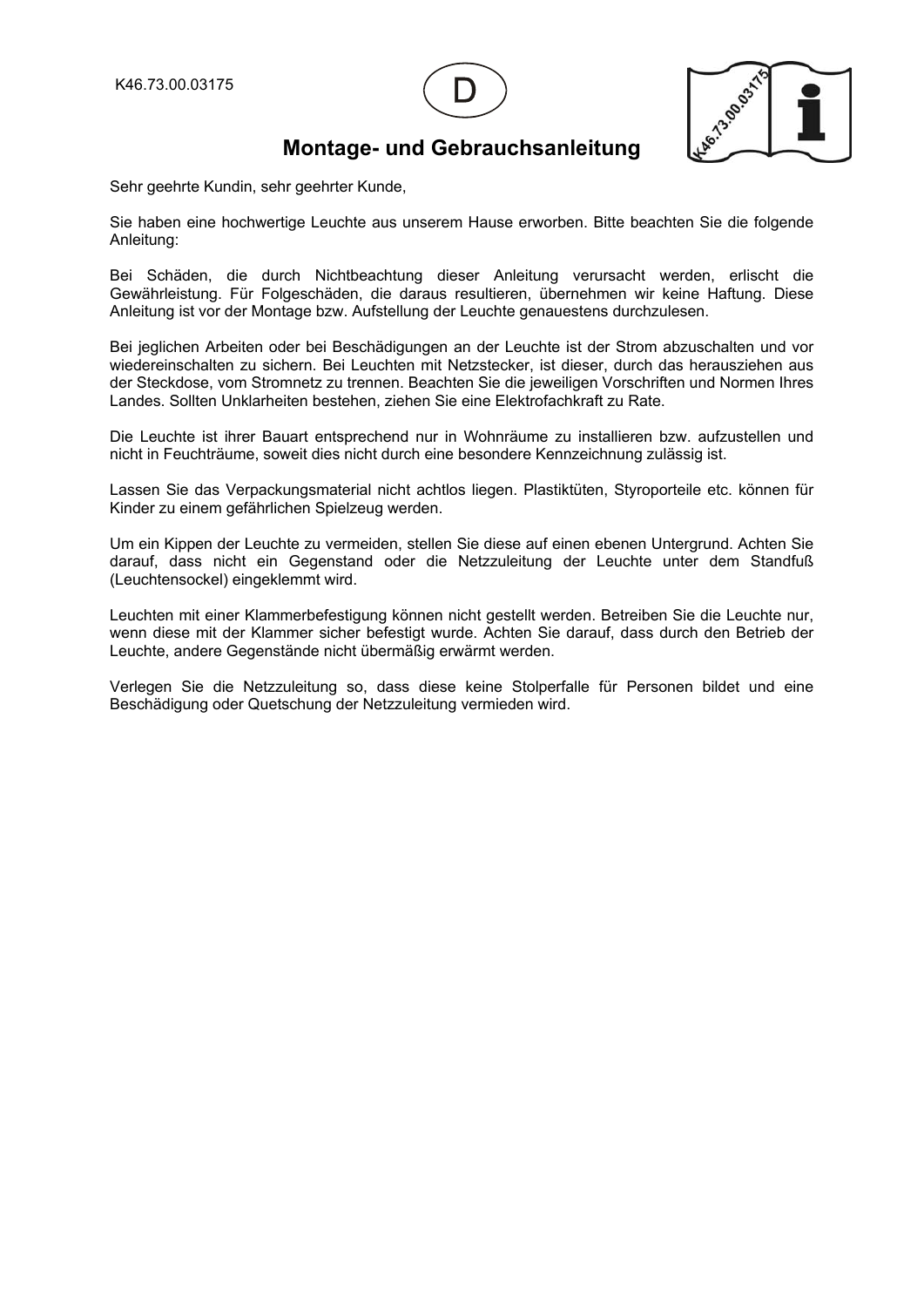K46.73.00.03175

D

# Montage- und Gebrauchsanleitung

Sehr geehrte Kundin, sehr geehrter Kunde,

Sie haben eine hochwertige Leuchte aus unserem Hause erworben. Bitte beachten Sie die folgende Anleitung:

Bei Schäden, die durch Nichtbeachtung dieser Anleitung verursacht werden, erlischt die Gewährleistung. Für Folgeschäden, die daraus resultieren, übernehmen wir keine Haftung. Diese Anleitung ist vor der Montage bzw. Aufstellung der Leuchte genauestens durchzulesen.

Bei jeglichen Arbeiten oder bei Beschädigungen an der Leuchte ist der Strom abzuschalten und vor wiedereinschalten zu sichern. Bei Leuchten mit Netzstecker, ist dieser, durch das herausziehen aus der Steckdose, vom Stromnetz zu trennen. Beachten Sie die jeweiligen Vorschriften und Normen Ihres Landes. Sollten Unklarheiten bestehen, ziehen Sie eine Elektrofachkraft zu Rate.

Die Leuchte ist ihrer Bauart entsprechend nur in Wohnräume zu installieren bzw. aufzustellen und nicht in Feuchträume, soweit dies nicht durch eine besondere Kennzeichnung zulässig ist.

Lassen Sie das Verpackungsmaterial nicht achtlos liegen. Plastiktüten, Styroporteile etc. können für Kinder zu einem gefährlichen Spielzeug werden.

Um ein Kippen der Leuchte zu vermeiden, stellen Sie diese auf einen ebenen Untergrund. Achten Sie darauf, dass nicht ein Gegenstand oder die Netzzuleitung der Leuchte unter dem Standfuß (Leuchtensockel) eingeklemmt wird.

Leuchten mit einer Klammerbefestigung können nicht gestellt werden. Betreiben Sie die Leuchte nur, wenn diese mit der Klammer sicher befestigt wurde. Achten Sie darauf, dass durch den Betrieb der Leuchte, andere Gegenstände nicht übermäßig erwärmt werden.

Verlegen Sie die Netzzuleitung so, dass diese keine Stolperfalle für Personen bildet und eine Beschädigung oder Quetschung der Netzzuleitung vermieden wird.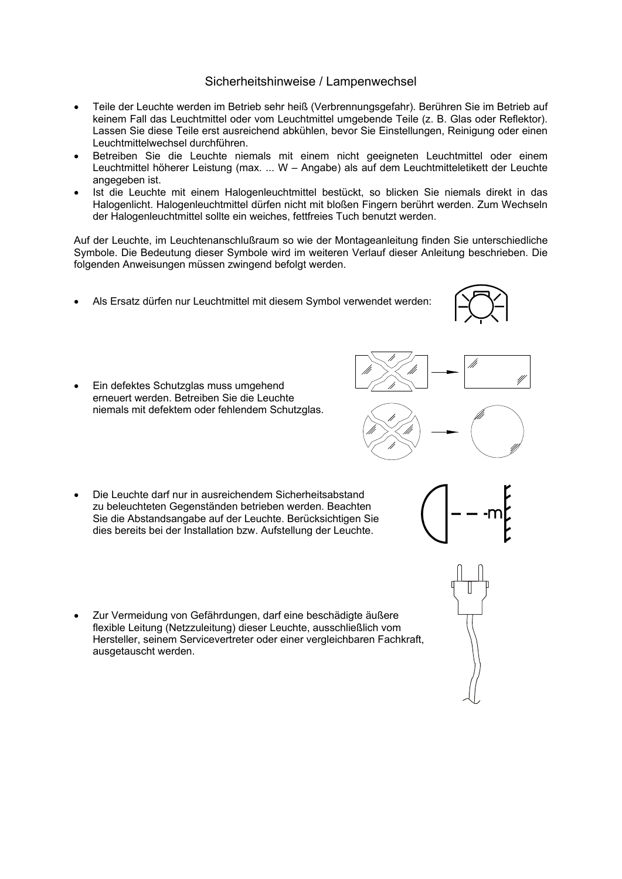## Sicherheitshinweise / Lampenwechsel

- Teile der Leuchte werden im Betrieb sehr heiß (Verbrennungsgefahr). Berühren Sie im Betrieb auf keinem Fall das Leuchtmittel oder vom Leuchtmittel umgebende Teile (z. B. Glas oder Reflektor). Lassen Sie diese Teile erst ausreichend abkühlen, bevor Sie Einstellungen, Reinigung oder einen Leuchtmittelwechsel durchführen.
- Betreiben Sie die Leuchte niemals mit einem nicht geeigneten Leuchtmittel oder einem Leuchtmittel höherer Leistung (max. ... W – Angabe) als auf dem Leuchtmitteletikett der Leuchte angegeben ist.
- Ist die Leuchte mit einem Halogenleuchtmittel bestückt, so blicken Sie niemals direkt in das Halogenlicht. Halogenleuchtmittel dürfen nicht mit bloßen Fingern berührt werden. Zum Wechseln der Halogenleuchtmittel sollte ein weiches, fettfreies Tuch benutzt werden.

Auf der Leuchte, im Leuchtenanschlußraum so wie der Montageanleitung finden Sie unterschiedliche Symbole. Die Bedeutung dieser Symbole wird im weiteren Verlauf dieser Anleitung beschrieben. Die folgenden Anweisungen müssen zwingend befolgt werden.

- Als Ersatz dürfen nur Leuchtmittel mit diesem Symbol verwendet werden:
- Ein defektes Schutzglas muss umgehend erneuert werden. Betreiben Sie die Leuchte niemals mit defektem oder fehlendem Schutzglas.
- Die Leuchte darf nur in ausreichendem Sicherheitsabstand zu beleuchteten Gegenständen betrieben werden. Beachten Sie die Abstandsangabe auf der Leuchte. Berücksichtigen Sie dies bereits bei der Installation bzw. Aufstellung der Leuchte.
- Zur Vermeidung von Gefährdungen, darf eine beschädigte äußere flexible Leitung (Netzzuleitung) dieser Leuchte, ausschließlich vom Hersteller, seinem Servicevertreter oder einer vergleichbaren Fachkraft, ausgetauscht werden.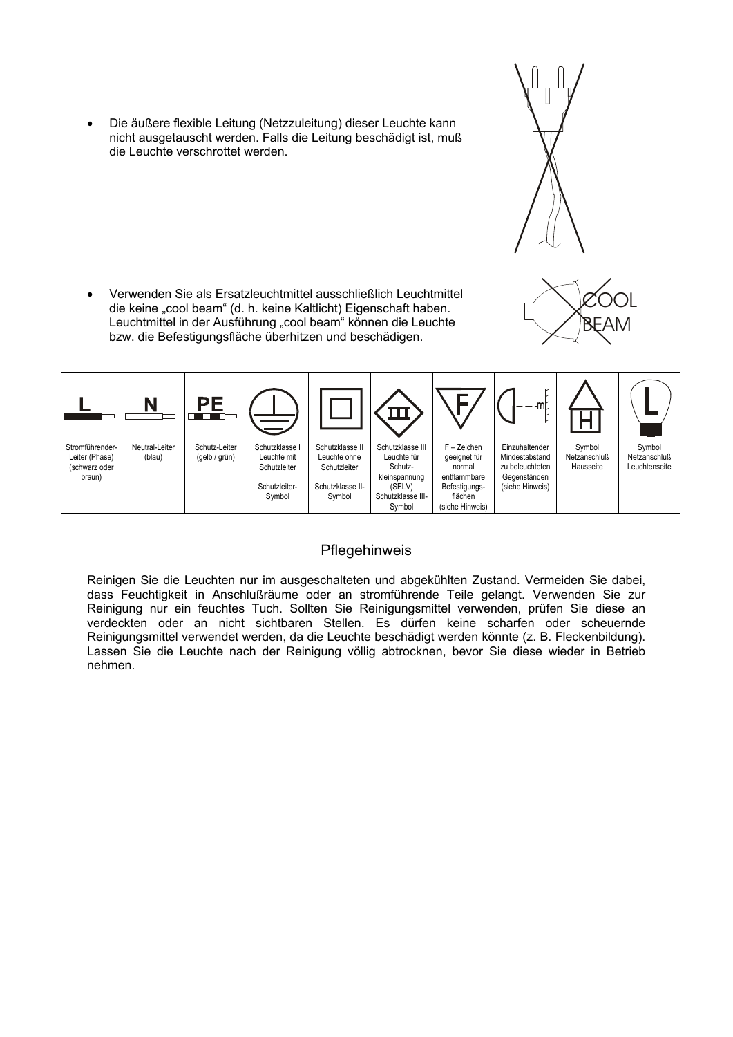- Die äußere flexible Leitung (Netzzuleitung) dieser Leuchte kann nicht ausgetauscht werden. Falls die Leitung beschädigt ist, muß die Leuchte verschrottet werden.

- Verwenden Sie als Ersatzleuchtmittel ausschließlich Leuchtmittel die keine „cool beam“ (d. h. keine Kaltlicht) Eigenschaft haben. Leuchtmittel in der Ausführung „cool beam“ können die Leuchte bzw. die Befestigungsfläche überhitzen und beschädigen.

COOL BEAM

| L | N | PE | | | III | F | m | H | L |
|---|---|---|---|---|---|---|---|---|---|
| Stromführender-Leiter (Phase) (schwarz oder braun) | Neutral-Leiter (blau) | Schutz-Leiter (gelb / grün) | Schutzklasse I Leuchte mit Schutzleiter Schutzleiter-Symbol | Schutzklasse II Leuchte ohne Schutzleiter Schutzklasse II-Symbol | Schutzklasse III Leuchte für Schutz-kleinspannung (SELV) Schutzklasse III-Symbol | F – Zeichen geeignet für normal entflammbare Befestigungs-flächen (siehe Hinweis) | Einzuhaltender Mindestabstand zu beleuchteten Gegenständen (siehe Hinweis) | Symbol Netzanschluß Hausseite | Symbol Netzanschluß Leuchtenseite |

## Pflegehinweis

Reinigen Sie die Leuchten nur im ausgeschalteten und abgekühlten Zustand. Vermeiden Sie dabei, dass Feuchtigkeit in Anschlußräume oder an stromführende Teile gelangt. Verwenden Sie zur Reinigung nur ein feuchtes Tuch. Sollten Sie Reinigungsmittel verwenden, prüfen Sie diese an verdeckten oder an nicht sichtbaren Stellen. Es dürfen keine scharfen oder scheuernde Reinigungsmittel verwendet werden, da die Leuchte beschädigt werden könnte (z. B. Fleckenbildung). Lassen Sie die Leuchte nach der Reinigung völlig abtrocknen, bevor Sie diese wieder in Betrieb nehmen.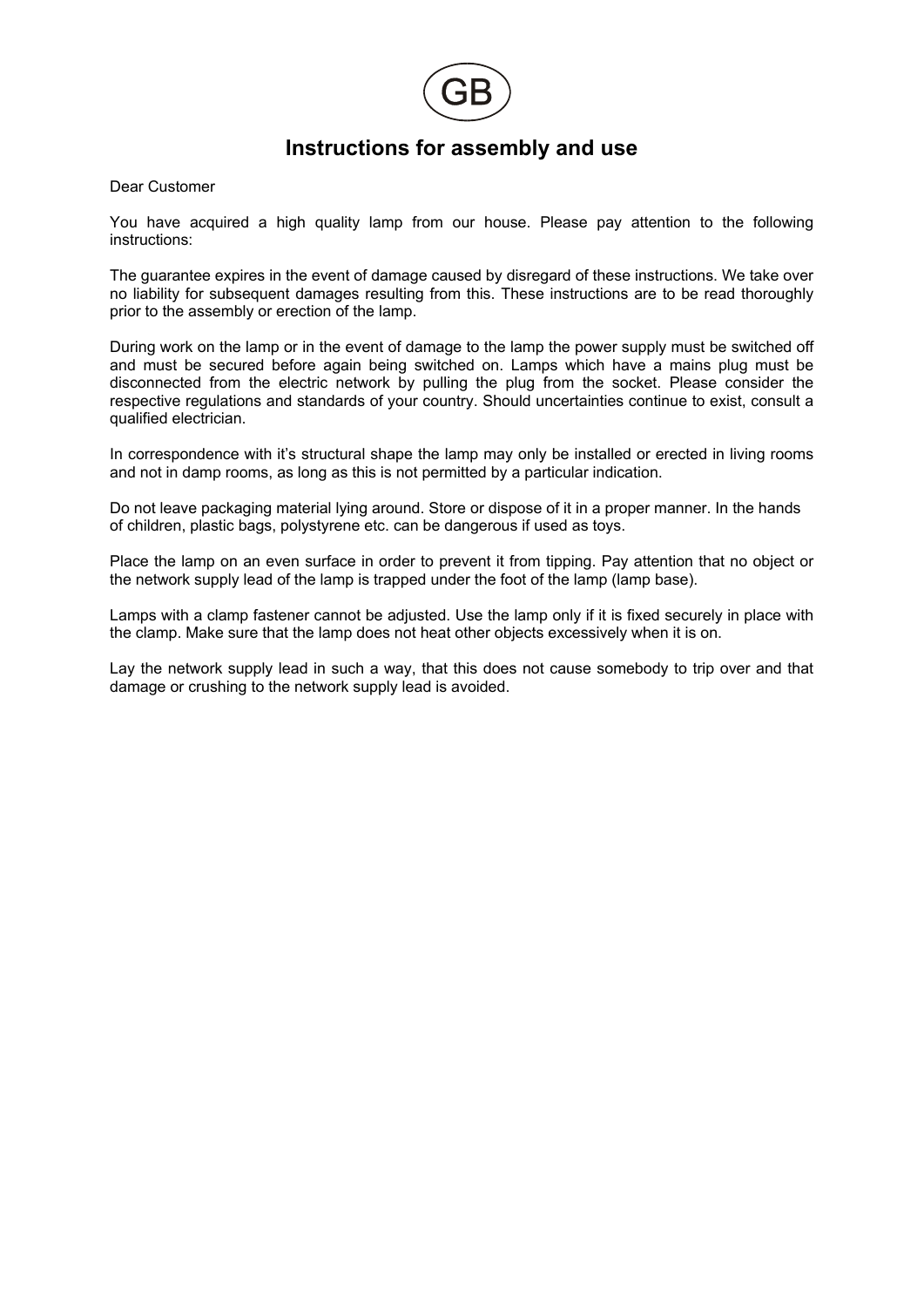GB

# Instructions for assembly and use

Dear Customer

You have acquired a high quality lamp from our house. Please pay attention to the following instructions:

The guarantee expires in the event of damage caused by disregard of these instructions. We take over no liability for subsequent damages resulting from this. These instructions are to be read thoroughly prior to the assembly or erection of the lamp.

During work on the lamp or in the event of damage to the lamp the power supply must be switched off and must be secured before again being switched on. Lamps which have a mains plug must be disconnected from the electric network by pulling the plug from the socket. Please consider the respective regulations and standards of your country. Should uncertainties continue to exist, consult a qualified electrician.

In correspondence with it's structural shape the lamp may only be installed or erected in living rooms and not in damp rooms, as long as this is not permitted by a particular indication.

Do not leave packaging material lying around. Store or dispose of it in a proper manner. In the hands of children, plastic bags, polystyrene etc. can be dangerous if used as toys.

Place the lamp on an even surface in order to prevent it from tipping. Pay attention that no object or the network supply lead of the lamp is trapped under the foot of the lamp (lamp base).

Lamps with a clamp fastener cannot be adjusted. Use the lamp only if it is fixed securely in place with the clamp. Make sure that the lamp does not heat other objects excessively when it is on.

Lay the network supply lead in such a way, that this does not cause somebody to trip over and that damage or crushing to the network supply lead is avoided.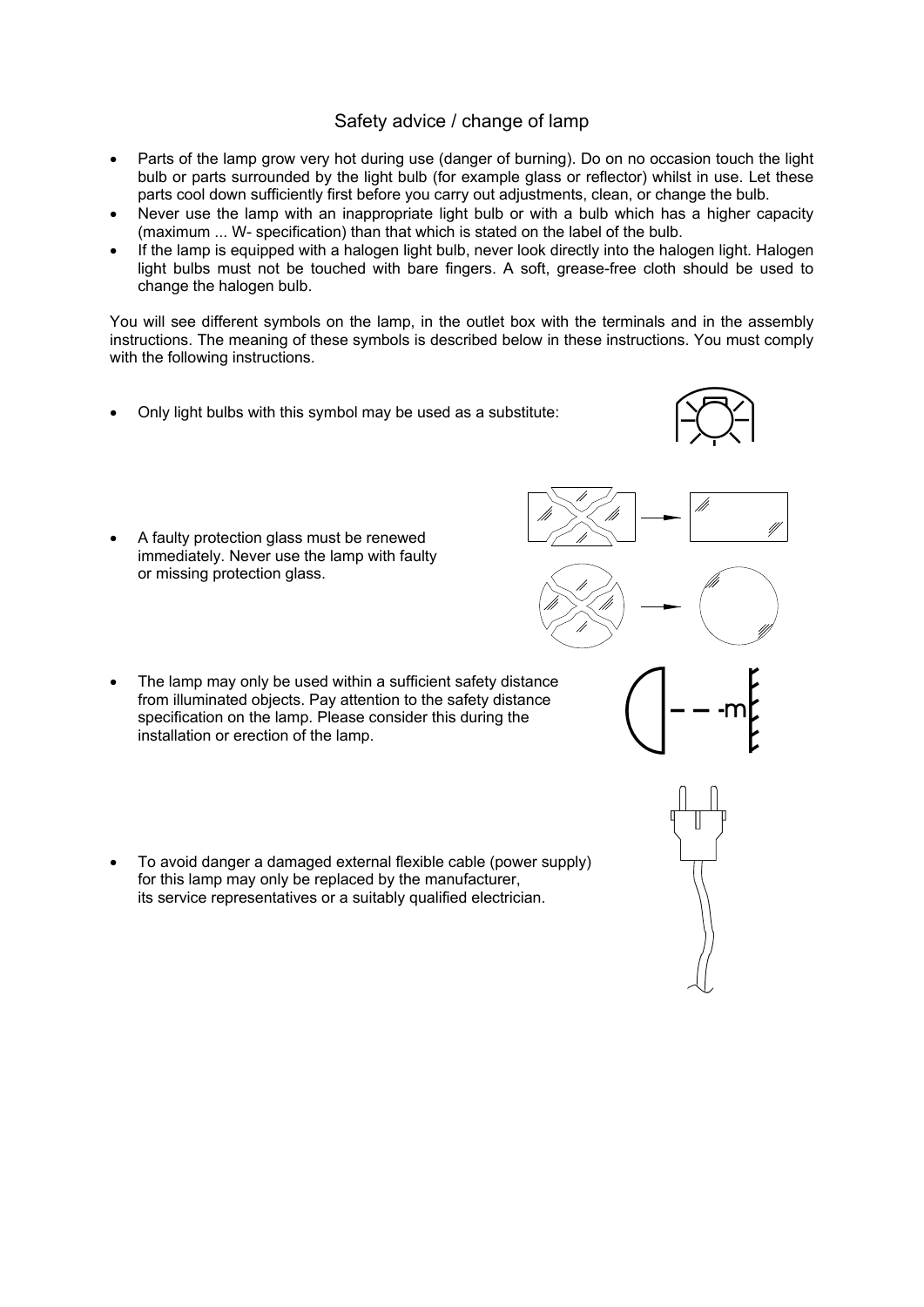## Safety advice / change of lamp

- Parts of the lamp grow very hot during use (danger of burning). Do on no occasion touch the light bulb or parts surrounded by the light bulb (for example glass or reflector) whilst in use. Let these parts cool down sufficiently first before you carry out adjustments, clean, or change the bulb.
- Never use the lamp with an inappropriate light bulb or with a bulb which has a higher capacity (maximum ... W- specification) than that which is stated on the label of the bulb.
- If the lamp is equipped with a halogen light bulb, never look directly into the halogen light. Halogen light bulbs must not be touched with bare fingers. A soft, grease-free cloth should be used to change the halogen bulb.

You will see different symbols on the lamp, in the outlet box with the terminals and in the assembly instructions. The meaning of these symbols is described below in these instructions. You must comply with the following instructions.

- Only light bulbs with this symbol may be used as a substitute:

- A faulty protection glass must be renewed immediately. Never use the lamp with faulty or missing protection glass.

- The lamp may only be used within a sufficient safety distance from illuminated objects. Pay attention to the safety distance specification on the lamp. Please consider this during the installation or erection of the lamp.

- To avoid danger a damaged external flexible cable (power supply) for this lamp may only be replaced by the manufacturer, its service representatives or a suitably qualified electrician.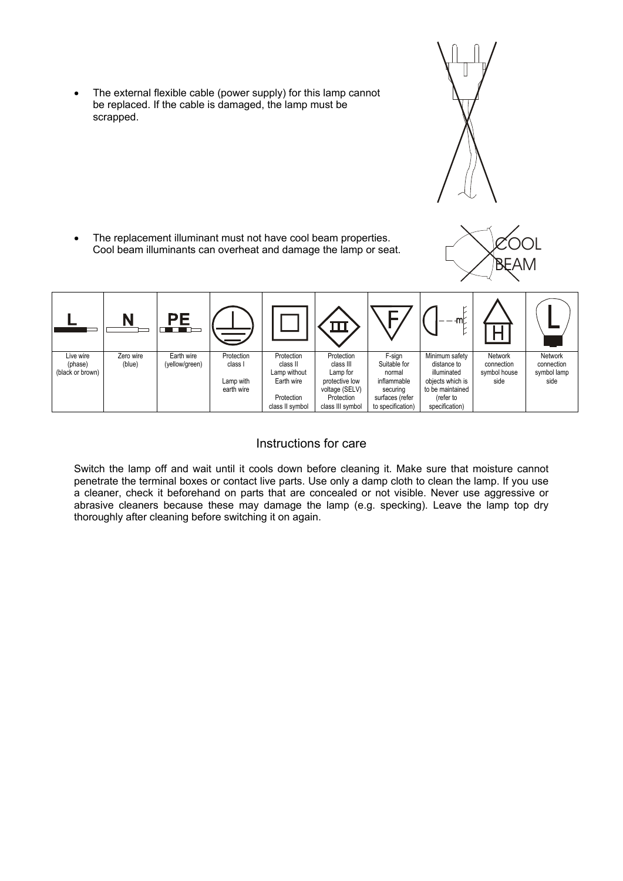- The external flexible cable (power supply) for this lamp cannot be replaced. If the cable is damaged, the lamp must be scrapped.

- The replacement illuminant must not have cool beam properties. Cool beam illuminants can overheat and damage the lamp or seat.

| L | N | PE | | | | F | m | H | L |
|---|---|---|---|---|---|---|---|---|---|
| Live wire (phase) (black or brown) | Zero wire (blue) | Earth wire (yellow/green) | Protection class I<br><br>Lamp with earth wire | Protection class II<br>Lamp without Earth wire<br><br>Protection class II symbol | Protection class III<br>Lamp for protective low voltage (SELV)<br>Protection class III symbol | F-sign<br>Suitable for normal inflammable securing surfaces (refer to specification) | Minimum safety distance to illuminated objects which is to be maintained (refer to specification) | Network connection symbol house side | Network connection symbol lamp side |

## Instructions for care

Switch the lamp off and wait until it cools down before cleaning it. Make sure that moisture cannot penetrate the terminal boxes or contact live parts. Use only a damp cloth to clean the lamp. If you use a cleaner, check it beforehand on parts that are concealed or not visible. Never use aggressive or abrasive cleaners because these may damage the lamp (e.g. specking). Leave the lamp top dry thoroughly after cleaning before switching it on again.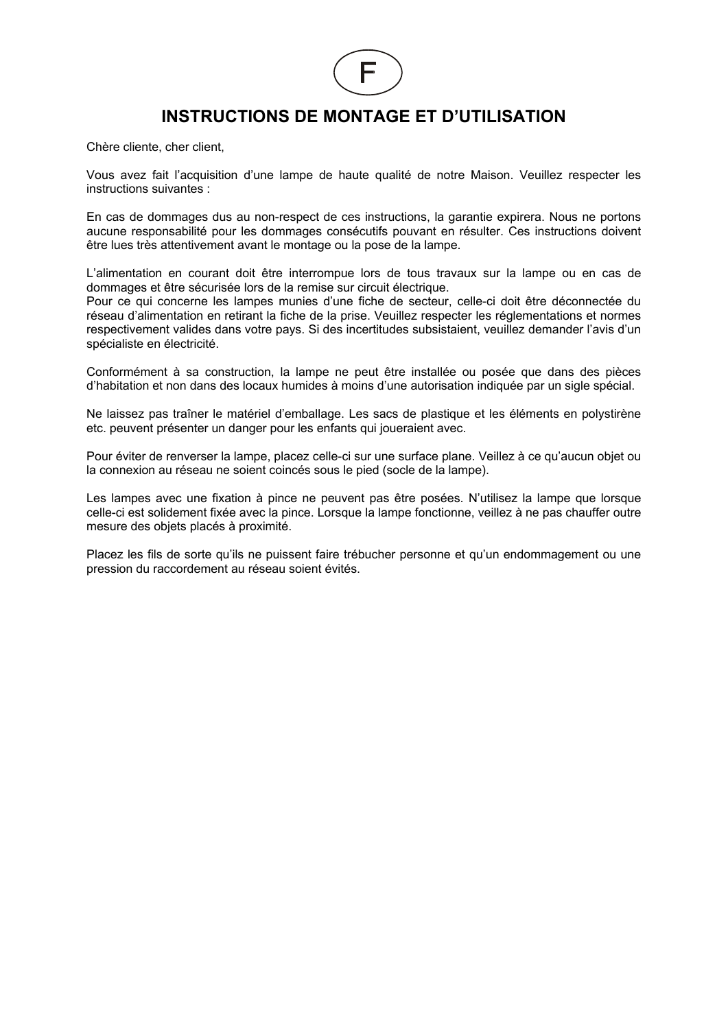F

# INSTRUCTIONS DE MONTAGE ET D'UTILISATION

Chère cliente, cher client,

Vous avez fait l'acquisition d'une lampe de haute qualité de notre Maison. Veuillez respecter les instructions suivantes :

En cas de dommages dus au non-respect de ces instructions, la garantie expirera. Nous ne portons aucune responsabilité pour les dommages consécutifs pouvant en résulter. Ces instructions doivent être lues très attentivement avant le montage ou la pose de la lampe.

L'alimentation en courant doit être interrompue lors de tous travaux sur la lampe ou en cas de dommages et être sécurisée lors de la remise sur circuit électrique.
Pour ce qui concerne les lampes munies d'une fiche de secteur, celle-ci doit être déconnectée du réseau d'alimentation en retirant la fiche de la prise. Veuillez respecter les réglementations et normes respectivement valides dans votre pays. Si des incertitudes subsistaient, veuillez demander l'avis d'un spécialiste en électricité.

Conformément à sa construction, la lampe ne peut être installée ou posée que dans des pièces d'habitation et non dans des locaux humides à moins d'une autorisation indiquée par un sigle spécial.

Ne laissez pas traîner le matériel d'emballage. Les sacs de plastique et les éléments en polystirène etc. peuvent présenter un danger pour les enfants qui joueraient avec.

Pour éviter de renverser la lampe, placez celle-ci sur une surface plane. Veillez à ce qu'aucun objet ou la connexion au réseau ne soient coincés sous le pied (socle de la lampe).

Les lampes avec une fixation à pince ne peuvent pas être posées. N'utilisez la lampe que lorsque celle-ci est solidement fixée avec la pince. Lorsque la lampe fonctionne, veillez à ne pas chauffer outre mesure des objets placés à proximité.

Placez les fils de sorte qu'ils ne puissent faire trébucher personne et qu'un endommagement ou une pression du raccordement au réseau soient évités.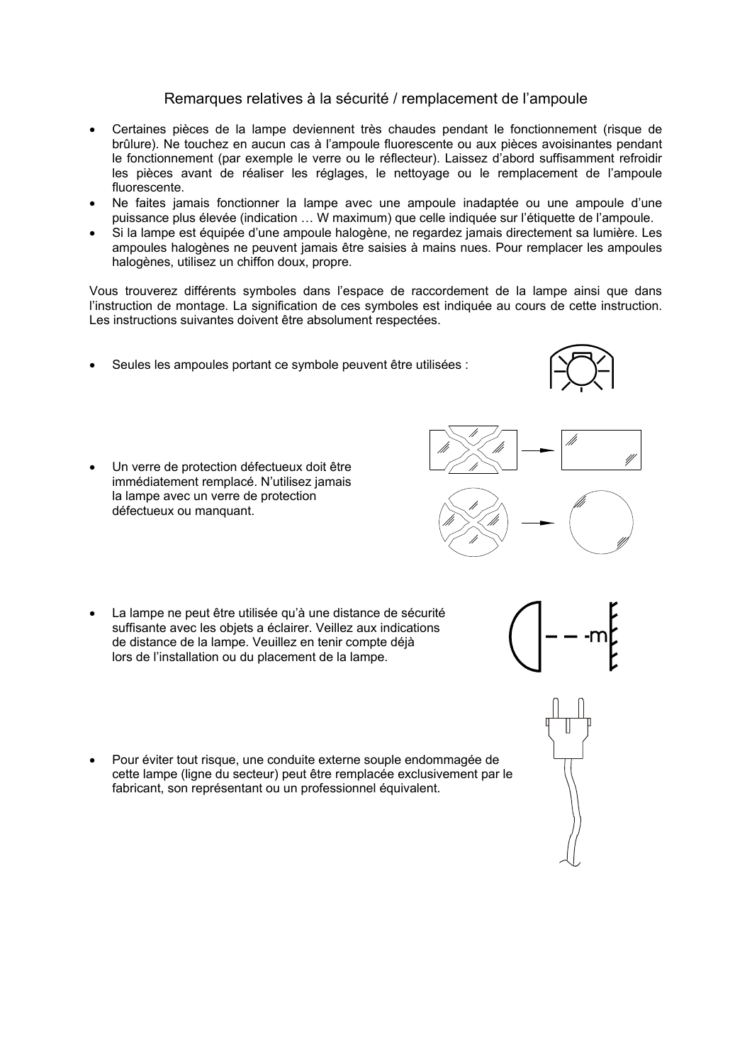## Remarques relatives à la sécurité / remplacement de l'ampoule

- Certaines pièces de la lampe deviennent très chaudes pendant le fonctionnement (risque de brûlure). Ne touchez en aucun cas à l'ampoule fluorescente ou aux pièces avoisinantes pendant le fonctionnement (par exemple le verre ou le réflecteur). Laissez d'abord suffisamment refroidir les pièces avant de réaliser les réglages, le nettoyage ou le remplacement de l'ampoule fluorescente.
- Ne faites jamais fonctionner la lampe avec une ampoule inadaptée ou une ampoule d'une puissance plus élevée (indication … W maximum) que celle indiquée sur l'étiquette de l'ampoule.
- Si la lampe est équipée d'une ampoule halogène, ne regardez jamais directement sa lumière. Les ampoules halogènes ne peuvent jamais être saisies à mains nues. Pour remplacer les ampoules halogènes, utilisez un chiffon doux, propre.

Vous trouverez différents symboles dans l'espace de raccordement de la lampe ainsi que dans l'instruction de montage. La signification de ces symboles est indiquée au cours de cette instruction. Les instructions suivantes doivent être absolument respectées.

- Seules les ampoules portant ce symbole peuvent être utilisées :

- Un verre de protection défectueux doit être immédiatement remplacé. N'utilisez jamais la lampe avec un verre de protection défectueux ou manquant.

- La lampe ne peut être utilisée qu'à une distance de sécurité suffisante avec les objets a éclairer. Veillez aux indications de distance de la lampe. Veuillez en tenir compte déjà lors de l'installation ou du placement de la lampe.

- Pour éviter tout risque, une conduite externe souple endommagée de cette lampe (ligne du secteur) peut être remplacée exclusivement par le fabricant, son représentant ou un professionnel équivalent.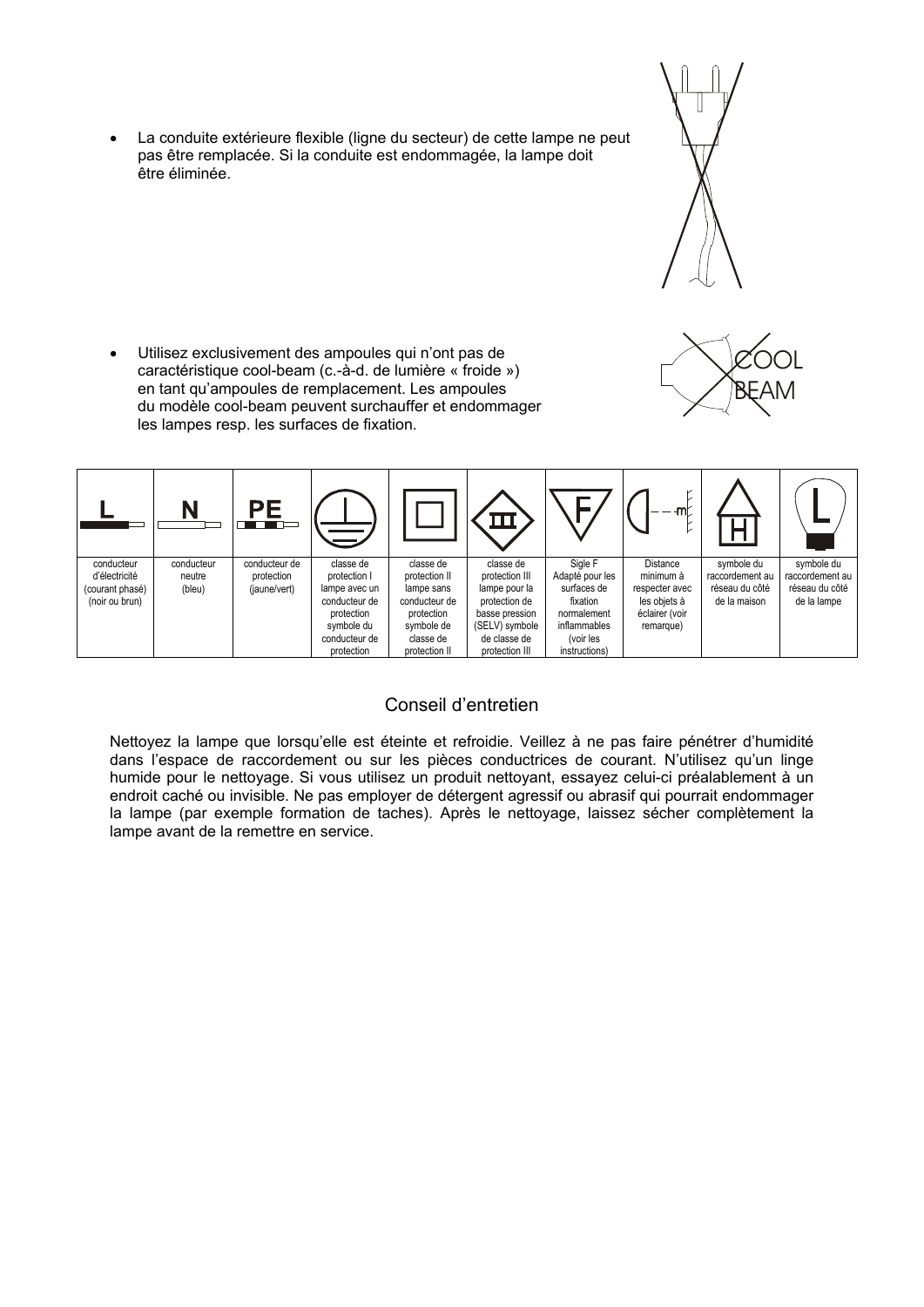- La conduite extérieure flexible (ligne du secteur) de cette lampe ne peut pas être remplacée. Si la conduite est endommagée, la lampe doit être éliminée.

- Utilisez exclusivement des ampoules qui n'ont pas de caractéristique cool-beam (c.-à-d. de lumière « froide ») en tant qu'ampoules de remplacement. Les ampoules du modèle cool-beam peuvent surchauffer et endommager les lampes resp. les surfaces de fixation.

COOL BEAM

| L | N | PE | | | III | F | m | H | L |
|---|---|---|---|---|---|---|---|---|---|
| conducteur d'électricité (courant phasé) (noir ou brun) | conducteur neutre (bleu) | conducteur de protection (jaune/vert) | classe de protection I lampe avec un conducteur de protection symbole du conducteur de protection | classe de protection II lampe sans conducteur de protection symbole de classe de protection II | classe de protection III lampe pour la protection de basse pression (SELV) symbole de classe de protection III | Sigle F Adapté pour les surfaces de fixation normalement inflammables (voir les instructions) | Distance minimum à respecter avec les objets à éclairer (voir remarque) | symbole du raccordement au réseau du côté de la maison | symbole du raccordement au réseau du côté de la lampe |

## Conseil d'entretien

Nettoyez la lampe que lorsqu'elle est éteinte et refroidie. Veillez à ne pas faire pénétrer d'humidité dans l'espace de raccordement ou sur les pièces conductrices de courant. N'utilisez qu'un linge humide pour le nettoyage. Si vous utilisez un produit nettoyant, essayez celui-ci préalablement à un endroit caché ou invisible. Ne pas employer de détergent agressif ou abrasif qui pourrait endommager la lampe (par exemple formation de taches). Après le nettoyage, laissez sécher complètement la lampe avant de la remettre en service.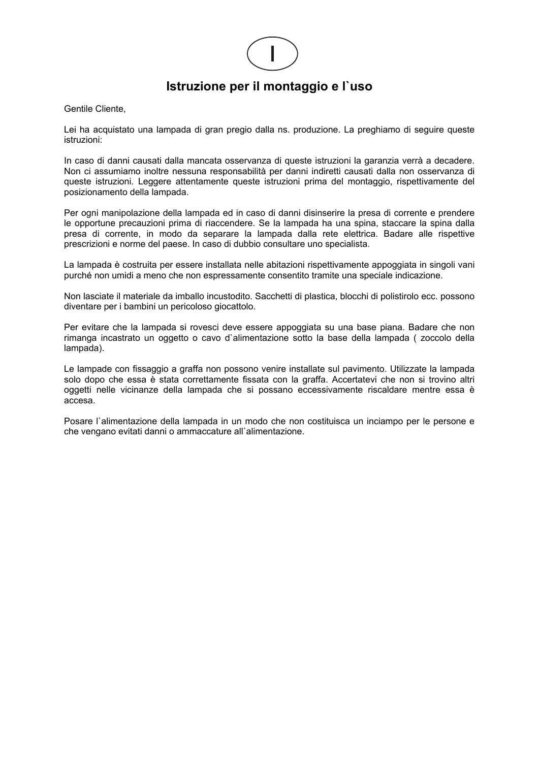I

## Istruzione per il montaggio e l`uso

Gentile Cliente,

Lei ha acquistato una lampada di gran pregio dalla ns. produzione. La preghiamo di seguire queste istruzioni:

In caso di danni causati dalla mancata osservanza di queste istruzioni la garanzia verrà a decadere. Non ci assumiamo inoltre nessuna responsabilità per danni indiretti causati dalla non osservanza di queste istruzioni. Leggere attentamente queste istruzioni prima del montaggio, rispettivamente del posizionamento della lampada.

Per ogni manipolazione della lampada ed in caso di danni disinserire la presa di corrente e prendere le opportune precauzioni prima di riaccendere. Se la lampada ha una spina, staccare la spina dalla presa di corrente, in modo da separare la lampada dalla rete elettrica. Badare alle rispettive prescrizioni e norme del paese. In caso di dubbio consultare uno specialista.

La lampada è costruita per essere installata nelle abitazioni rispettivamente appoggiata in singoli vani purché non umidi a meno che non espressamente consentito tramite una speciale indicazione.

Non lasciate il materiale da imballo incustodito. Sacchetti di plastica, blocchi di polistirolo ecc. possono diventare per i bambini un pericoloso giocattolo.

Per evitare che la lampada si rovesci deve essere appoggiata su una base piana. Badare che non rimanga incastrato un oggetto o cavo d`alimentazione sotto la base della lampada ( zoccolo della lampada).

Le lampade con fissaggio a graffa non possono venire installate sul pavimento. Utilizzate la lampada solo dopo che essa è stata correttamente fissata con la graffa. Accertatevi che non si trovino altri oggetti nelle vicinanze della lampada che si possano eccessivamente riscaldare mentre essa è accesa.

Posare l`alimentazione della lampada in un modo che non costituisca un inciampo per le persone e che vengano evitati danni o ammaccature all`alimentazione.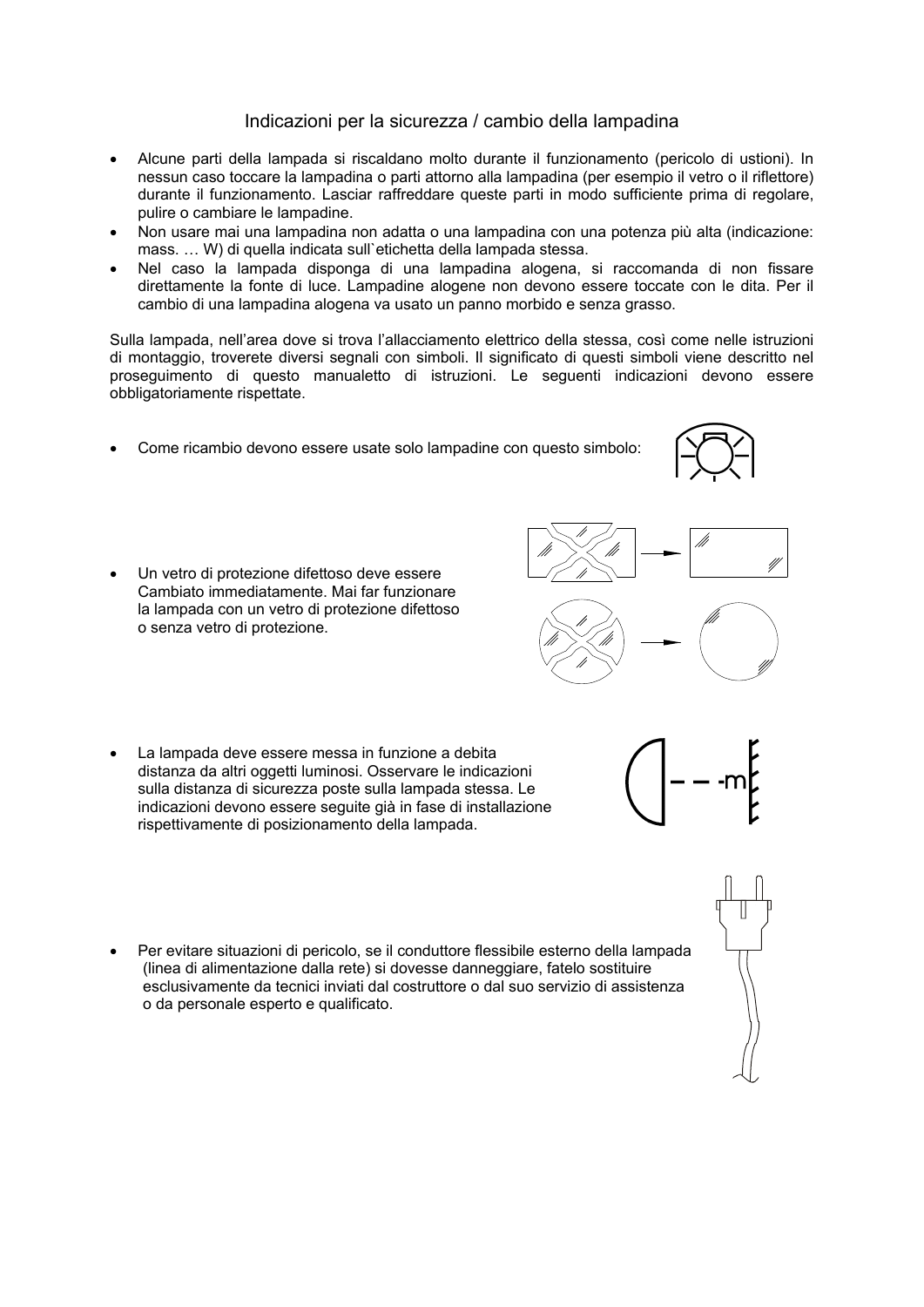## Indicazioni per la sicurezza / cambio della lampadina

- Alcune parti della lampada si riscaldano molto durante il funzionamento (pericolo di ustioni). In nessun caso toccare la lampadina o parti attorno alla lampadina (per esempio il vetro o il riflettore) durante il funzionamento. Lasciar raffreddare queste parti in modo sufficiente prima di regolare, pulire o cambiare le lampadine.
- Non usare mai una lampadina non adatta o una lampadina con una potenza più alta (indicazione: mass. … W) di quella indicata sull`etichetta della lampada stessa.
- Nel caso la lampada disponga di una lampadina alogena, si raccomanda di non fissare direttamente la fonte di luce. Lampadine alogene non devono essere toccate con le dita. Per il cambio di una lampadina alogena va usato un panno morbido e senza grasso.

Sulla lampada, nell'area dove si trova l'allacciamento elettrico della stessa, così come nelle istruzioni di montaggio, troverete diversi segnali con simboli. Il significato di questi simboli viene descritto nel proseguimento di questo manualetto di istruzioni. Le seguenti indicazioni devono essere obbligatoriamente rispettate.

- Come ricambio devono essere usate solo lampadine con questo simbolo:

- Un vetro di protezione difettoso deve essere Cambiato immediatamente. Mai far funzionare la lampada con un vetro di protezione difettoso o senza vetro di protezione.

- La lampada deve essere messa in funzione a debita distanza da altri oggetti luminosi. Osservare le indicazioni sulla distanza di sicurezza poste sulla lampada stessa. Le indicazioni devono essere seguite già in fase di installazione rispettivamente di posizionamento della lampada.

- Per evitare situazioni di pericolo, se il conduttore flessibile esterno della lampada (linea di alimentazione dalla rete) si dovesse danneggiare, fatelo sostituire esclusivamente da tecnici inviati dal costruttore o dal suo servizio di assistenza o da personale esperto e qualificato.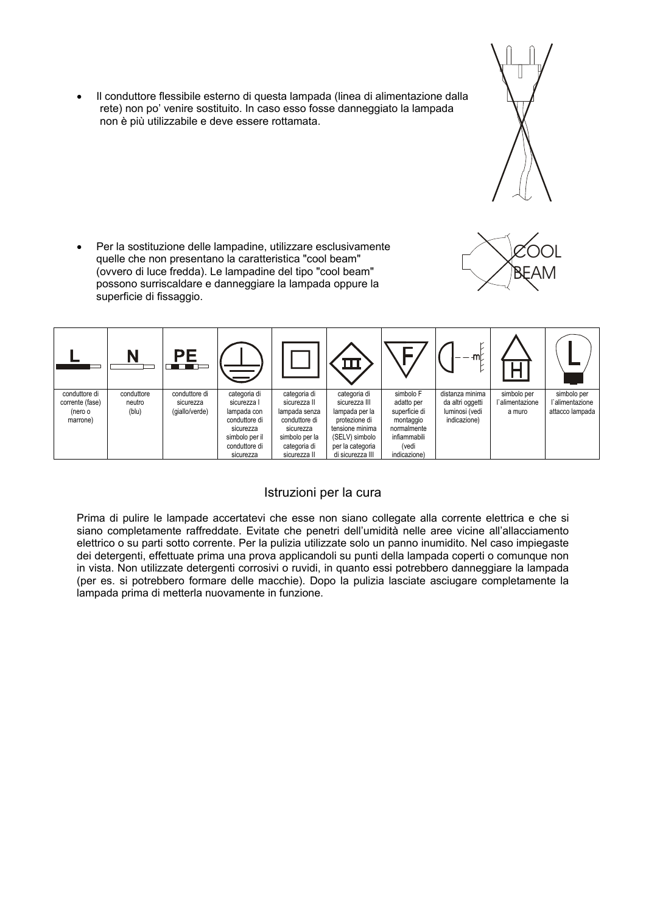- Il conduttore flessibile esterno di questa lampada (linea di alimentazione dalla rete) non po' venire sostituito. In caso esso fosse danneggiato la lampada non è più utilizzabile e deve essere rottamata.

- Per la sostituzione delle lampadine, utilizzare esclusivamente quelle che non presentano la caratteristica "cool beam" (ovvero di luce fredda). Le lampadine del tipo "cool beam" possono surriscaldare e danneggiare la lampada oppure la superficie di fissaggio.

| L | N | PE | | | III | F | m | H | L |
|---|---|---|---|---|---|---|---|---|---|
| conduttore di corrente (fase) (nero o marrone) | conduttore neutro (blu) | conduttore di sicurezza (giallo/verde) | categoria di sicurezza I lampada con conduttore di sicurezza simbolo per il conduttore di sicurezza | categoria di sicurezza II lampada senza conduttore di sicurezza simbolo per la categoria di sicurezza II | categoria di sicurezza III lampada per la protezione di tensione minima (SELV) simbolo per la categoria di sicurezza III | simbolo F adatto per superficie di montaggio normalmente infiammabili (vedi indicazione) | distanza minima da altri oggetti luminosi (vedi indicazione) | simbolo per l`alimentazione a muro | simbolo per l`alimentazione attacco lampada |

## Istruzioni per la cura

Prima di pulire le lampade accertatevi che esse non siano collegate alla corrente elettrica e che si siano completamente raffreddate. Evitate che penetri dell'umidità nelle aree vicine all'allacciamento elettrico o su parti sotto corrente. Per la pulizia utilizzate solo un panno inumidito. Nel caso impiegaste dei detergenti, effettuate prima una prova applicandoli su punti della lampada coperti o comunque non in vista. Non utilizzate detergenti corrosivi o ruvidi, in quanto essi potrebbero danneggiare la lampada (per es. si potrebbero formare delle macchie). Dopo la pulizia lasciate asciugare completamente la lampada prima di metterla nuovamente in funzione.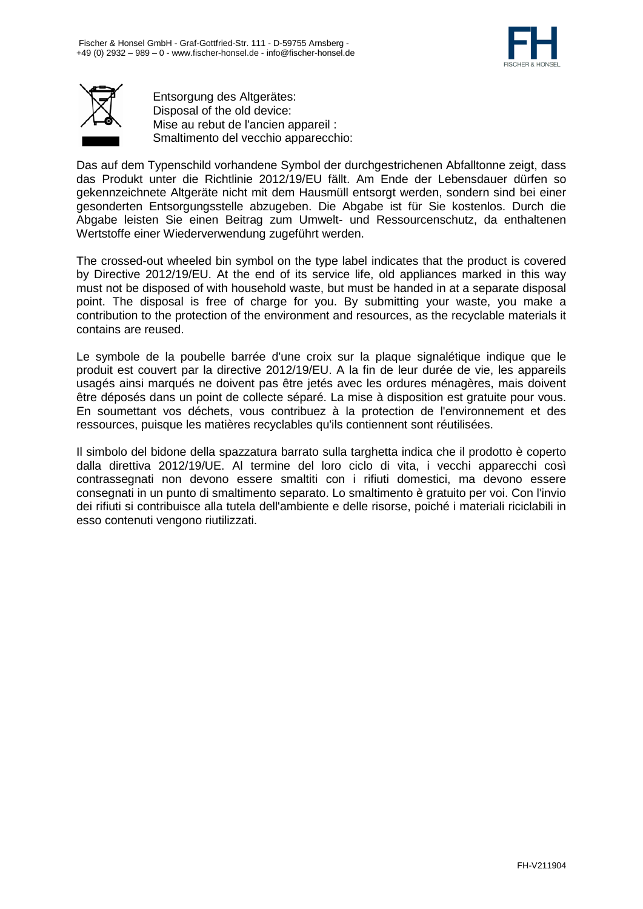Entsorgung des Altgerätes:
Disposal of the old device:
Mise au rebut de l'ancien appareil :
Smaltimento del vecchio apparecchio:

Das auf dem Typenschild vorhandene Symbol der durchgestrichenen Abfalltonne zeigt, dass das Produkt unter die Richtlinie 2012/19/EU fällt. Am Ende der Lebensdauer dürfen so gekennzeichnete Altgeräte nicht mit dem Hausmüll entsorgt werden, sondern sind bei einer gesonderten Entsorgungsstelle abzugeben. Die Abgabe ist für Sie kostenlos. Durch die Abgabe leisten Sie einen Beitrag zum Umwelt- und Ressourcenschutz, da enthaltenen Wertstoffe einer Wiederverwendung zugeführt werden.

The crossed-out wheeled bin symbol on the type label indicates that the product is covered by Directive 2012/19/EU. At the end of its service life, old appliances marked in this way must not be disposed of with household waste, but must be handed in at a separate disposal point. The disposal is free of charge for you. By submitting your waste, you make a contribution to the protection of the environment and resources, as the recyclable materials it contains are reused.

Le symbole de la poubelle barrée d'une croix sur la plaque signalétique indique que le produit est couvert par la directive 2012/19/EU. A la fin de leur durée de vie, les appareils usagés ainsi marqués ne doivent pas être jetés avec les ordures ménagères, mais doivent être déposés dans un point de collecte séparé. La mise à disposition est gratuite pour vous. En soumettant vos déchets, vous contribuez à la protection de l'environnement et des ressources, puisque les matières recyclables qu'ils contiennent sont réutilisées.

Il simbolo del bidone della spazzatura barrato sulla targhetta indica che il prodotto è coperto dalla direttiva 2012/19/UE. Al termine del loro ciclo di vita, i vecchi apparecchi così contrassegnati non devono essere smaltiti con i rifiuti domestici, ma devono essere consegnati in un punto di smaltimento separato. Lo smaltimento è gratuito per voi. Con l'invio dei rifiuti si contribuisce alla tutela dell'ambiente e delle risorse, poiché i materiali riciclabili in esso contenuti vengono riutilizzati.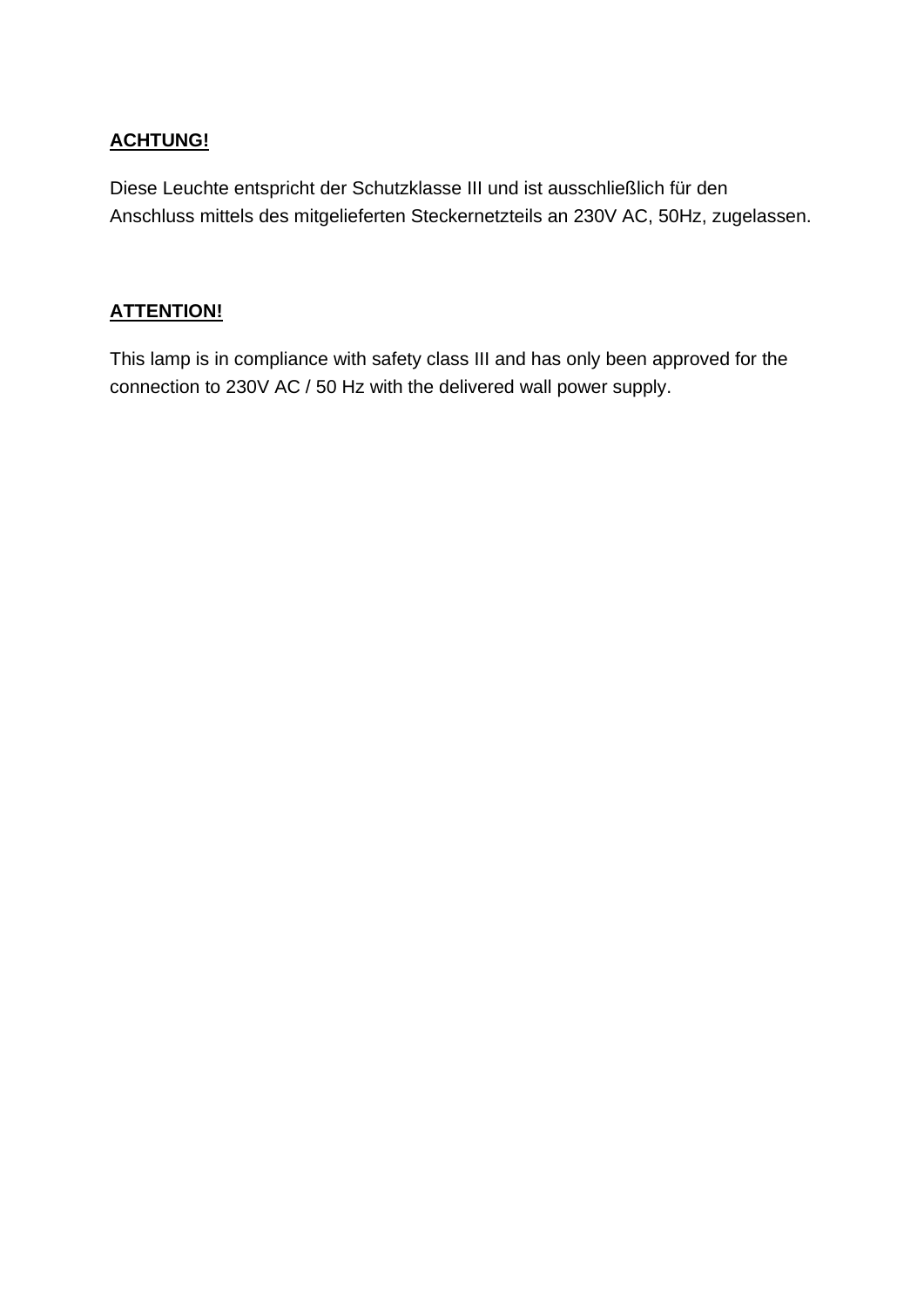**ACHTUNG!**

Diese Leuchte entspricht der Schutzklasse III und ist ausschließlich für den Anschluss mittels des mitgelieferten Steckernetzteils an 230V AC, 50Hz, zugelassen.

**ATTENTION!**

This lamp is in compliance with safety class III and has only been approved for the connection to 230V AC / 50 Hz with the delivered wall power supply.